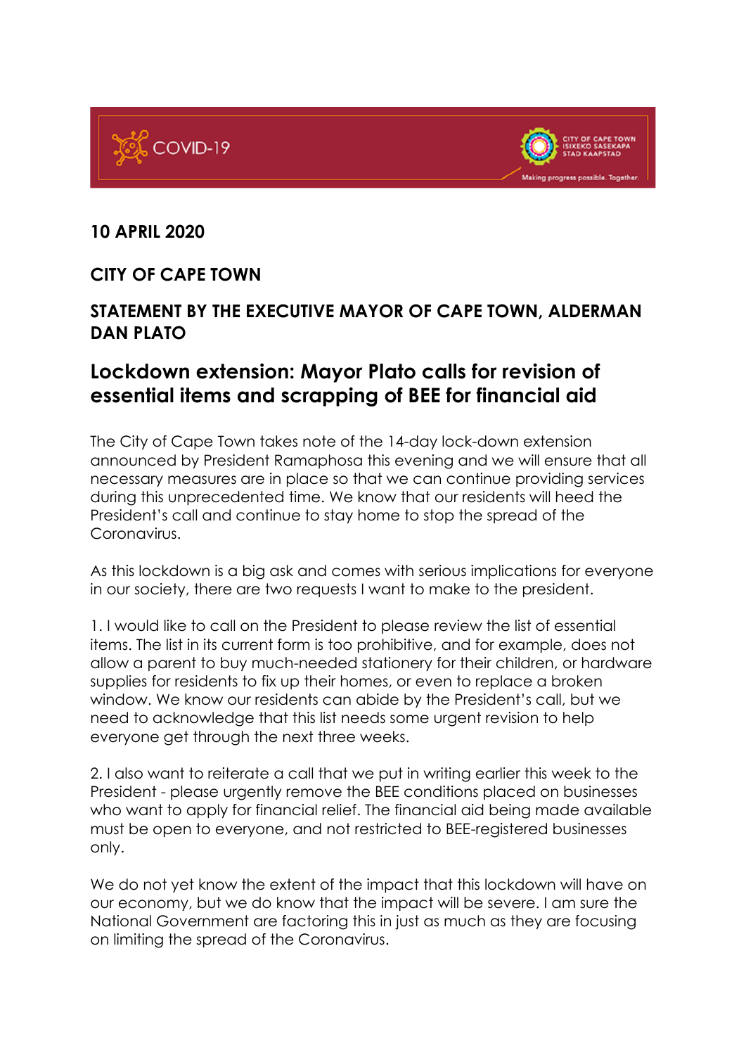**10 APRIL 2020**

**CITY OF CAPE TOWN**

**STATEMENT BY THE EXECUTIVE MAYOR OF CAPE TOWN, ALDERMAN DAN PLATO**

## Lockdown extension: Mayor Plato calls for revision of essential items and scrapping of BEE for financial aid

The City of Cape Town takes note of the 14-day lock-down extension announced by President Ramaphosa this evening and we will ensure that all necessary measures are in place so that we can continue providing services during this unprecedented time. We know that our residents will heed the President's call and continue to stay home to stop the spread of the Coronavirus.

As this lockdown is a big ask and comes with serious implications for everyone in our society, there are two requests I want to make to the president.

1. I would like to call on the President to please review the list of essential items. The list in its current form is too prohibitive, and for example, does not allow a parent to buy much-needed stationery for their children, or hardware supplies for residents to fix up their homes, or even to replace a broken window. We know our residents can abide by the President's call, but we need to acknowledge that this list needs some urgent revision to help everyone get through the next three weeks.

2. I also want to reiterate a call that we put in writing earlier this week to the President - please urgently remove the BEE conditions placed on businesses who want to apply for financial relief. The financial aid being made available must be open to everyone, and not restricted to BEE-registered businesses only.

We do not yet know the extent of the impact that this lockdown will have on our economy, but we do know that the impact will be severe. I am sure the National Government are factoring this in just as much as they are focusing on limiting the spread of the Coronavirus.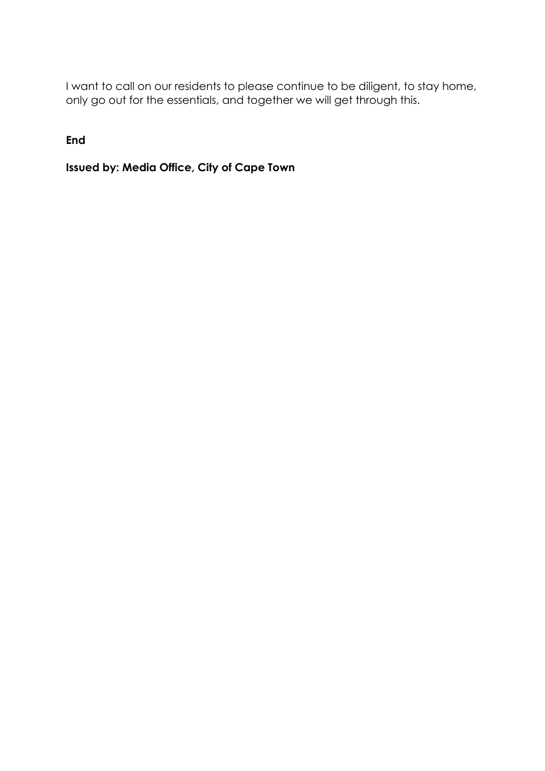I want to call on our residents to please continue to be diligent, to stay home, only go out for the essentials, and together we will get through this.

**End**

**Issued by: Media Office, City of Cape Town**